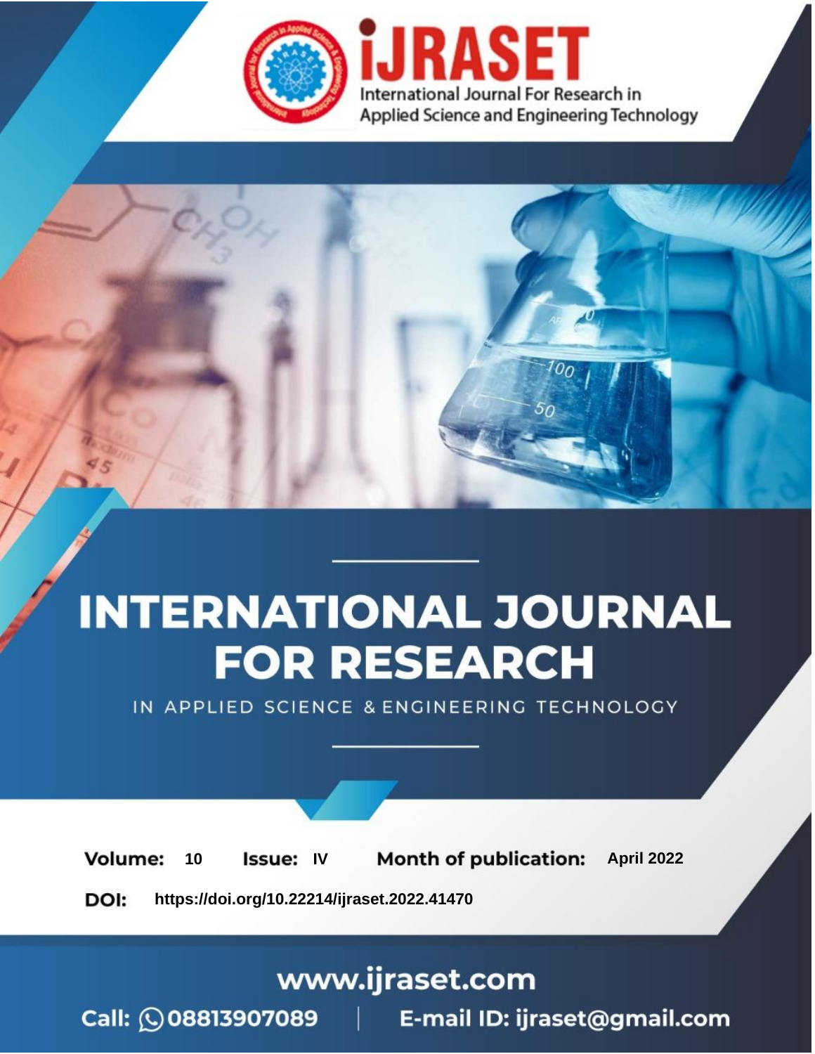# INTERNATIONAL JOURNAL FOR RESEARCH

IN APPLIED SCIENCE & ENGINEERING TECHNOLOGY

**Volume:** 10 **Issue:** IV **Month of publication:** April 2022

**DOI:** https://doi.org/10.22214/ijraset.2022.41470

www.ijraset.com

Call: 08813907089 | E-mail ID: ijraset@gmail.com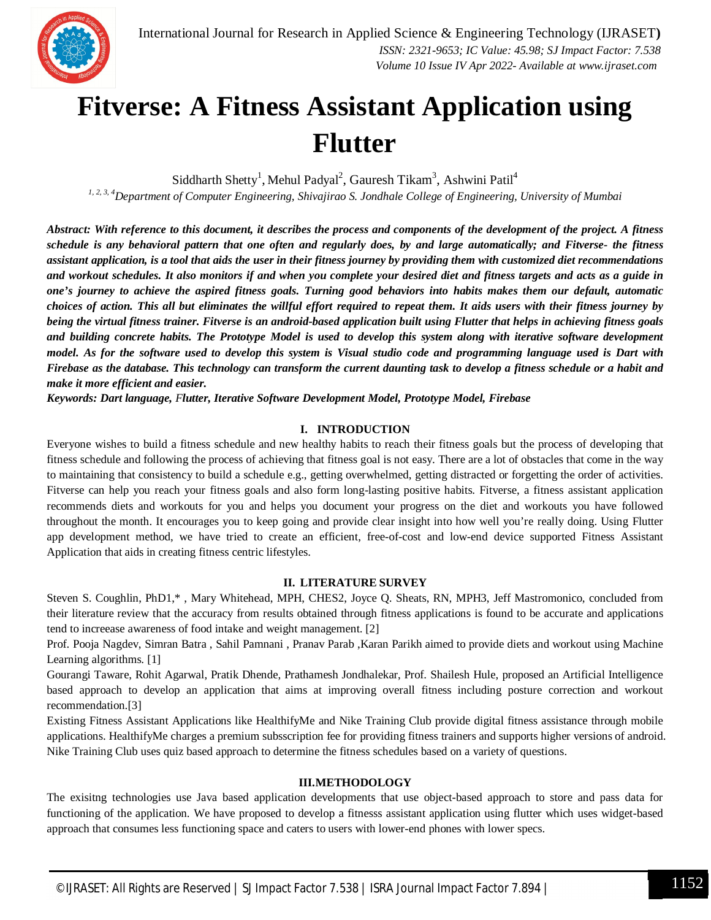# Fitverse: A Fitness Assistant Application using Flutter

Siddharth Shetty[1], Mehul Padyal[2], Gauresh Tikam[3], Ashwini Patil[4]

[1, 2, 3, 4] *Department of Computer Engineering, Shivajirao S. Jondhale College of Engineering, University of Mumbai*

***Abstract:** With reference to this document, it describes the process and components of the development of the project. A fitness schedule is any behavioral pattern that one often and regularly does, by and large automatically; and Fitverse- the fitness assistant application, is a tool that aids the user in their fitness journey by providing them with customized diet recommendations and workout schedules. It also monitors if and when you complete your desired diet and fitness targets and acts as a guide in one's journey to achieve the aspired fitness goals. Turning good behaviors into habits makes them our default, automatic choices of action. This all but eliminates the willful effort required to repeat them. It aids users with their fitness journey by being the virtual fitness trainer. Fitverse is an android-based application built using Flutter that helps in achieving fitness goals and building concrete habits. The Prototype Model is used to develop this system along with iterative software development model. As for the software used to develop this system is Visual studio code and programming language used is Dart with Firebase as the database. This technology can transform the current daunting task to develop a fitness schedule or a habit and make it more efficient and easier.*

***Keywords:** Dart language, Flutter, Iterative Software Development Model, Prototype Model, Firebase*

## I. INTRODUCTION

Everyone wishes to build a fitness schedule and new healthy habits to reach their fitness goals but the process of developing that fitness schedule and following the process of achieving that fitness goal is not easy. There are a lot of obstacles that come in the way to maintaining that consistency to build a schedule e.g., getting overwhelmed, getting distracted or forgetting the order of activities. Fitverse can help you reach your fitness goals and also form long-lasting positive habits. Fitverse, a fitness assistant application recommends diets and workouts for you and helps you document your progress on the diet and workouts you have followed throughout the month. It encourages you to keep going and provide clear insight into how well you're really doing. Using Flutter app development method, we have tried to create an efficient, free-of-cost and low-end device supported Fitness Assistant Application that aids in creating fitness centric lifestyles.

## II. LITERATURE SURVEY

Steven S. Coughlin, PhD1,* , Mary Whitehead, MPH, CHES2, Joyce Q. Sheats, RN, MPH3, Jeff Mastromonico, concluded from their literature review that the accuracy from results obtained through fitness applications is found to be accurate and applications tend to increease awareness of food intake and weight management. [2]

Prof. Pooja Nagdev, Simran Batra , Sahil Pamnani , Pranav Parab ,Karan Parikh aimed to provide diets and workout using Machine Learning algorithms. [1]

Gourangi Taware, Rohit Agarwal, Pratik Dhende, Prathamesh Jondhalekar, Prof. Shailesh Hule, proposed an Artificial Intelligence based approach to develop an application that aims at improving overall fitness including posture correction and workout recommendation.[3]

Existing Fitness Assistant Applications like HealthifyMe and Nike Training Club provide digital fitness assistance through mobile applications. HealthifyMe charges a premium subsscription fee for providing fitness trainers and supports higher versions of android. Nike Training Club uses quiz based approach to determine the fitness schedules based on a variety of questions.

## III.METHODOLOGY

The exisitng technologies use Java based application developments that use object-based approach to store and pass data for functioning of the application. We have proposed to develop a fitnesss assistant application using flutter which uses widget-based approach that consumes less functioning space and caters to users with lower-end phones with lower specs.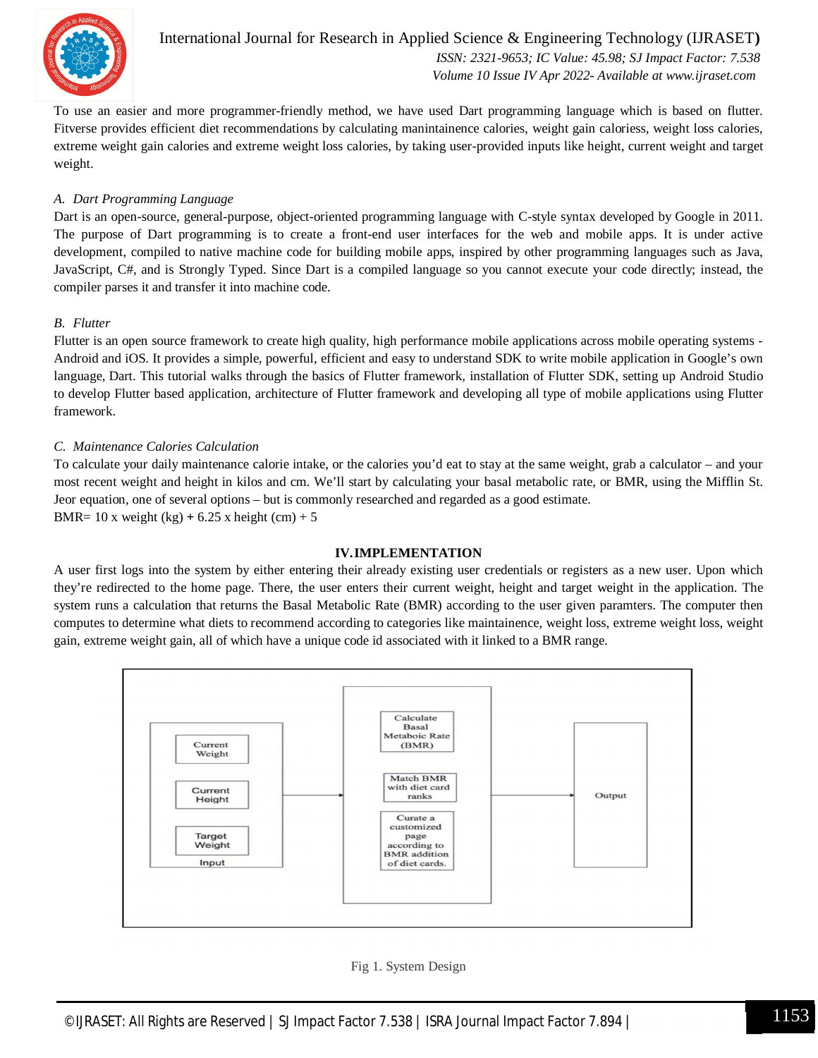To use an easier and more programmer-friendly method, we have used Dart programming language which is based on flutter. Fitverse provides efficient diet recommendations by calculating manintainence calories, weight gain caloriess, weight loss calories, extreme weight gain calories and extreme weight loss calories, by taking user-provided inputs like height, current weight and target weight.

### *A. Dart Programming Language*

Dart is an open-source, general-purpose, object-oriented programming language with C-style syntax developed by Google in 2011. The purpose of Dart programming is to create a front-end user interfaces for the web and mobile apps. It is under active development, compiled to native machine code for building mobile apps, inspired by other programming languages such as Java, JavaScript, C#, and is Strongly Typed. Since Dart is a compiled language so you cannot execute your code directly; instead, the compiler parses it and transfer it into machine code.

### *B. Flutter*

Flutter is an open source framework to create high quality, high performance mobile applications across mobile operating systems - Android and iOS. It provides a simple, powerful, efficient and easy to understand SDK to write mobile application in Google's own language, Dart. This tutorial walks through the basics of Flutter framework, installation of Flutter SDK, setting up Android Studio to develop Flutter based application, architecture of Flutter framework and developing all type of mobile applications using Flutter framework.

### *C. Maintenance Calories Calculation*

To calculate your daily maintenance calorie intake, or the calories you'd eat to stay at the same weight, grab a calculator – and your most recent weight and height in kilos and cm. We'll start by calculating your basal metabolic rate, or BMR, using the Mifflin St. Jeor equation, one of several options – but is commonly researched and regarded as a good estimate.

BMR= 10 x weight (kg) **+** 6.25 x height (cm) + 5

## IV. IMPLEMENTATION

A user first logs into the system by either entering their already existing user credentials or registers as a new user. Upon which they're redirected to the home page. There, the user enters their current weight, height and target weight in the application. The system runs a calculation that returns the Basal Metabolic Rate (BMR) according to the user given paramters. The computer then computes to determine what diets to recommend according to categories like maintainence, weight loss, extreme weight loss, weight gain, extreme weight gain, all of which have a unique code id associated with it linked to a BMR range.

Current Weight | Current Height | Target Weight | Input → Calculate Basal Metaboic Rate (BMR) | Match BMR with diet card ranks | Curate a customized page according to BMR addition of diet cards. → Output

Fig 1. System Design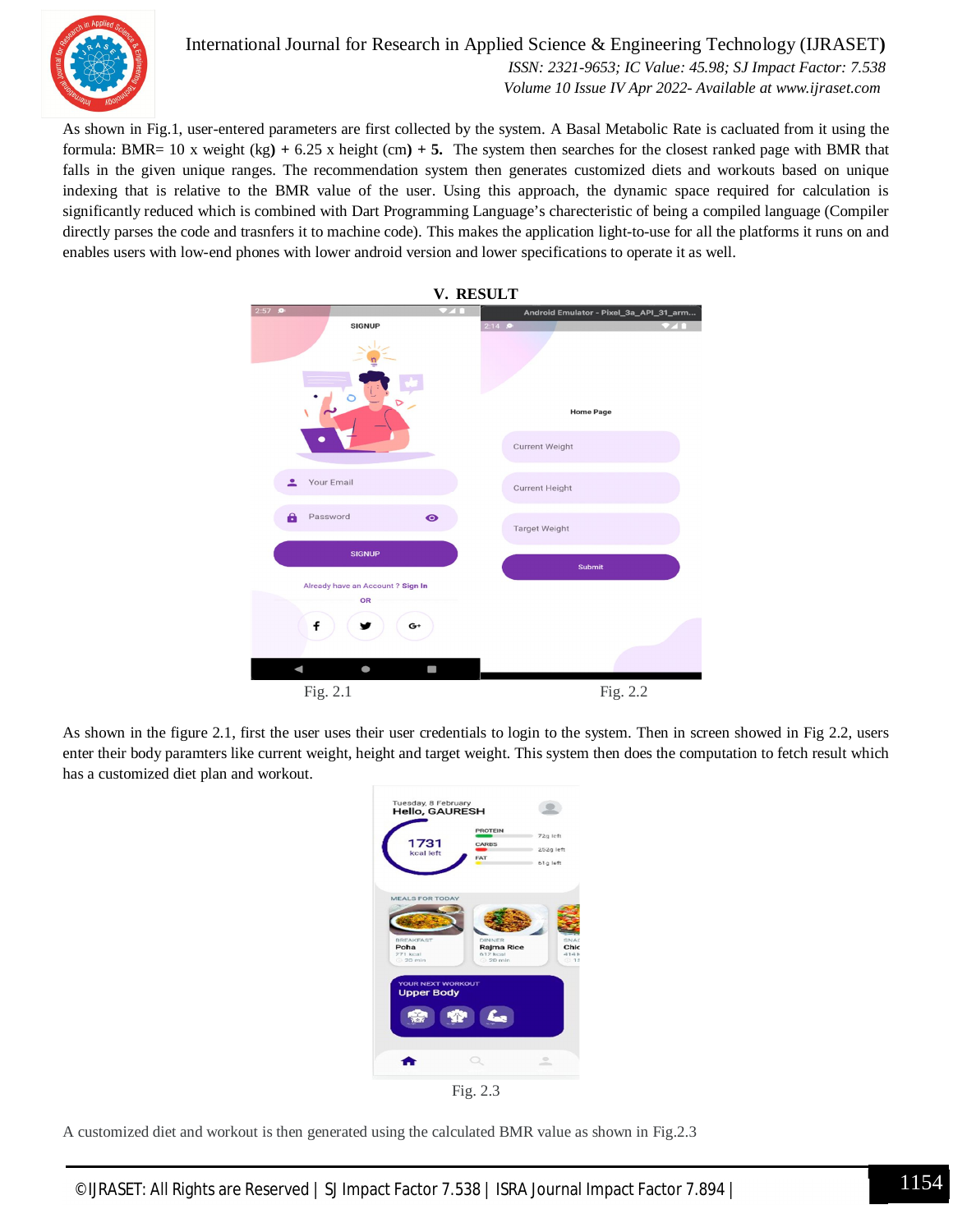As shown in Fig.1, user-entered parameters are first collected by the system. A Basal Metabolic Rate is cacluated from it using the formula: BMR= 10 x weight (kg) + 6.25 x height (cm) + 5. The system then searches for the closest ranked page with BMR that falls in the given unique ranges. The recommendation system then generates customized diets and workouts based on unique indexing that is relative to the BMR value of the user. Using this approach, the dynamic space required for calculation is significantly reduced which is combined with Dart Programming Language's charecteristic of being a compiled language (Compiler directly parses the code and trasnfers it to machine code). This makes the application light-to-use for all the platforms it runs on and enables users with low-end phones with lower android version and lower specifications to operate it as well.

## V. RESULT

Fig. 2.1

Fig. 2.2

As shown in the figure 2.1, first the user uses their user credentials to login to the system. Then in screen showed in Fig 2.2, users enter their body paramters like current weight, height and target weight. This system then does the computation to fetch result which has a customized diet plan and workout.

Fig. 2.3

A customized diet and workout is then generated using the calculated BMR value as shown in Fig.2.3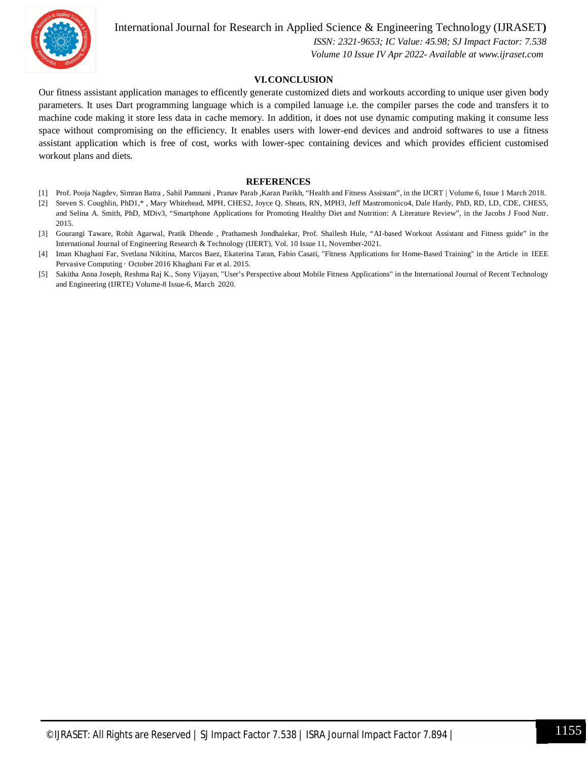## VI. CONCLUSION

Our fitness assistant application manages to efficently generate customized diets and workouts according to unique user given body parameters. It uses Dart programming language which is a compiled lanuage i.e. the compiler parses the code and transfers it to machine code making it store less data in cache memory. In addition, it does not use dynamic computing making it consume less space without compromising on the efficiency. It enables users with lower-end devices and android softwares to use a fitness assistant application which is free of cost, works with lower-spec containing devices and which provides efficient customised workout plans and diets.

## REFERENCES

[1] Prof. Pooja Nagdev, Simran Batra , Sahil Pamnani , Pranav Parab ,Karan Parikh, "Health and Fitness Assistant", in the IJCRT | Volume 6, Issue 1 March 2018.

[2] Steven S. Coughlin, PhD1,* , Mary Whitehead, MPH, CHES2, Joyce Q. Sheats, RN, MPH3, Jeff Mastromonico4, Dale Hardy, PhD, RD, LD, CDE, CHES5, and Selina A. Smith, PhD, MDiv3, "Smartphone Applications for Promoting Healthy Diet and Nutrition: A Literature Review", in the Jacobs J Food Nutr. 2015.

[3] Gourangi Taware, Rohit Agarwal, Pratik Dhende , Prathamesh Jondhalekar, Prof. Shailesh Hule, "AI-based Workout Assistant and Fitness guide" in the International Journal of Engineering Research & Technology (IJERT), Vol. 10 Issue 11, November-2021.

[4] Iman Khaghani Far, Svetlana Nikitina, Marcos Baez, Ekaterina Taran, Fabio Casati, "Fitness Applications for Home-Based Training" in the Article in IEEE Pervasive Computing · October 2016 Khaghani Far et al. 2015.

[5] Sakitha Anna Joseph, Reshma Raj K., Sony Vijayan, "User's Perspective about Mobile Fitness Applications" in the International Journal of Recent Technology and Engineering (IJRTE) Volume-8 Issue-6, March 2020.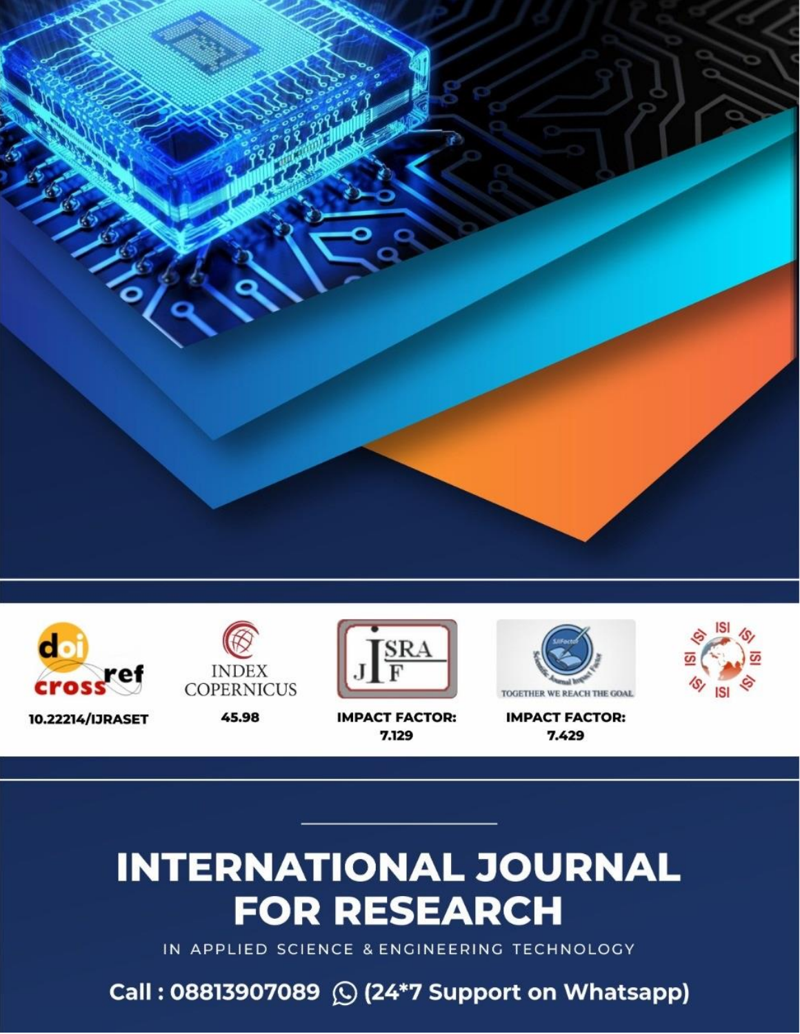10.22214/IJRASET

45.98

IMPACT FACTOR: 7.129

IMPACT FACTOR: 7.429

# INTERNATIONAL JOURNAL FOR RESEARCH

IN APPLIED SCIENCE & ENGINEERING TECHNOLOGY

Call : 08813907089 (24*7 Support on Whatsapp)